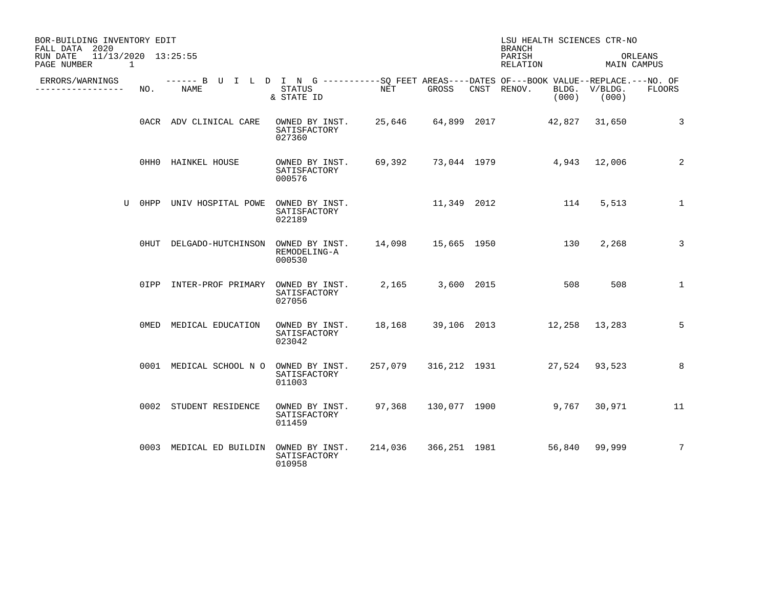BOR-BUILDING INVENTORY EDIT
FALL DATA 2020
RUN DATE 11/13/2020 13:25:55

LSU HEALTH SCIENCES CTR-NO
BRANCH
PARISH ORLEANS
RELATION MAIN CAMPUS

| ERRORS/WARNINGS | NO. | NAME | STATUS & STATE ID | NET | GROSS | CNST | RENOV. | BLDG. (000) | V/BLDG. (000) | NO. OF FLOORS |
|---|---|---|---|---|---|---|---|---|---|---|
| | 0ACR | ADV CLINICAL CARE | OWNED BY INST. SATISFACTORY 027360 | 25,646 | 64,899 | 2017 | | 42,827 | 31,650 | 3 |
| | 0HH0 | HAINKEL HOUSE | OWNED BY INST. SATISFACTORY 000576 | 69,392 | 73,044 | 1979 | | 4,943 | 12,006 | 2 |
| U | 0HPP | UNIV HOSPITAL POWE | OWNED BY INST. SATISFACTORY 022189 | | 11,349 | 2012 | | 114 | 5,513 | 1 |
| | 0HUT | DELGADO-HUTCHINSON | OWNED BY INST. REMODELING-A 000530 | 14,098 | 15,665 | 1950 | | 130 | 2,268 | 3 |
| | 0IPP | INTER-PROF PRIMARY | OWNED BY INST. SATISFACTORY 027056 | 2,165 | 3,600 | 2015 | | 508 | 508 | 1 |
| | 0MED | MEDICAL EDUCATION | OWNED BY INST. SATISFACTORY 023042 | 18,168 | 39,106 | 2013 | | 12,258 | 13,283 | 5 |
| | 0001 | MEDICAL SCHOOL N O | OWNED BY INST. SATISFACTORY 011003 | 257,079 | 316,212 | 1931 | | 27,524 | 93,523 | 8 |
| | 0002 | STUDENT RESIDENCE | OWNED BY INST. SATISFACTORY 011459 | 97,368 | 130,077 | 1900 | | 9,767 | 30,971 | 11 |
| | 0003 | MEDICAL ED BUILDIN | OWNED BY INST. SATISFACTORY 010958 | 214,036 | 366,251 | 1981 | | 56,840 | 99,999 | 7 |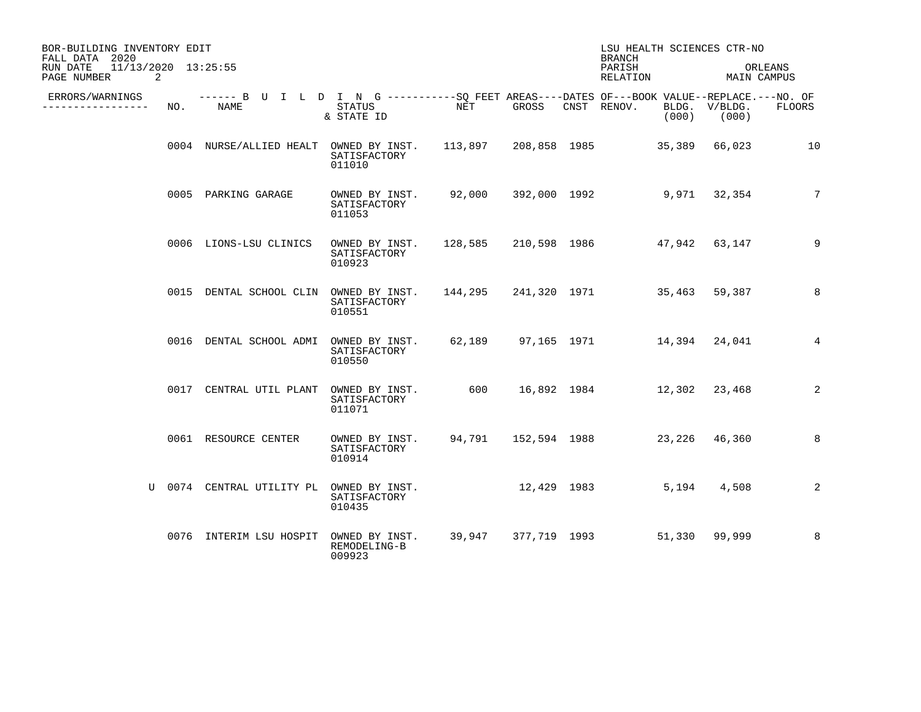BOR-BUILDING INVENTORY EDIT
FALL DATA 2020
RUN DATE 11/13/2020 13:25:55

LSU HEALTH SCIENCES CTR-NO
BRANCH
PARISH ORLEANS
RELATION MAIN CAMPUS

| ERRORS/WARNINGS | NO. | NAME | STATUS & STATE ID | NET | GROSS | CNST | RENOV. | BOOK VALUE BLDG. (000) | REPLACE. V/BLDG. (000) | NO. OF FLOORS |
|---|---|---|---|---|---|---|---|---|---|---|
| | 0004 | NURSE/ALLIED HEALT | OWNED BY INST. SATISFACTORY 011010 | 113,897 | 208,858 | 1985 | | 35,389 | 66,023 | 10 |
| | 0005 | PARKING GARAGE | OWNED BY INST. SATISFACTORY 011053 | 92,000 | 392,000 | 1992 | | 9,971 | 32,354 | 7 |
| | 0006 | LIONS-LSU CLINICS | OWNED BY INST. SATISFACTORY 010923 | 128,585 | 210,598 | 1986 | | 47,942 | 63,147 | 9 |
| | 0015 | DENTAL SCHOOL CLIN | OWNED BY INST. SATISFACTORY 010551 | 144,295 | 241,320 | 1971 | | 35,463 | 59,387 | 8 |
| | 0016 | DENTAL SCHOOL ADMI | OWNED BY INST. SATISFACTORY 010550 | 62,189 | 97,165 | 1971 | | 14,394 | 24,041 | 4 |
| | 0017 | CENTRAL UTIL PLANT | OWNED BY INST. SATISFACTORY 011071 | 600 | 16,892 | 1984 | | 12,302 | 23,468 | 2 |
| | 0061 | RESOURCE CENTER | OWNED BY INST. SATISFACTORY 010914 | 94,791 | 152,594 | 1988 | | 23,226 | 46,360 | 8 |
| U | 0074 | CENTRAL UTILITY PL | OWNED BY INST. SATISFACTORY 010435 | | 12,429 | 1983 | | 5,194 | 4,508 | 2 |
| | 0076 | INTERIM LSU HOSPIT | OWNED BY INST. REMODELING-B 009923 | 39,947 | 377,719 | 1993 | | 51,330 | 99,999 | 8 |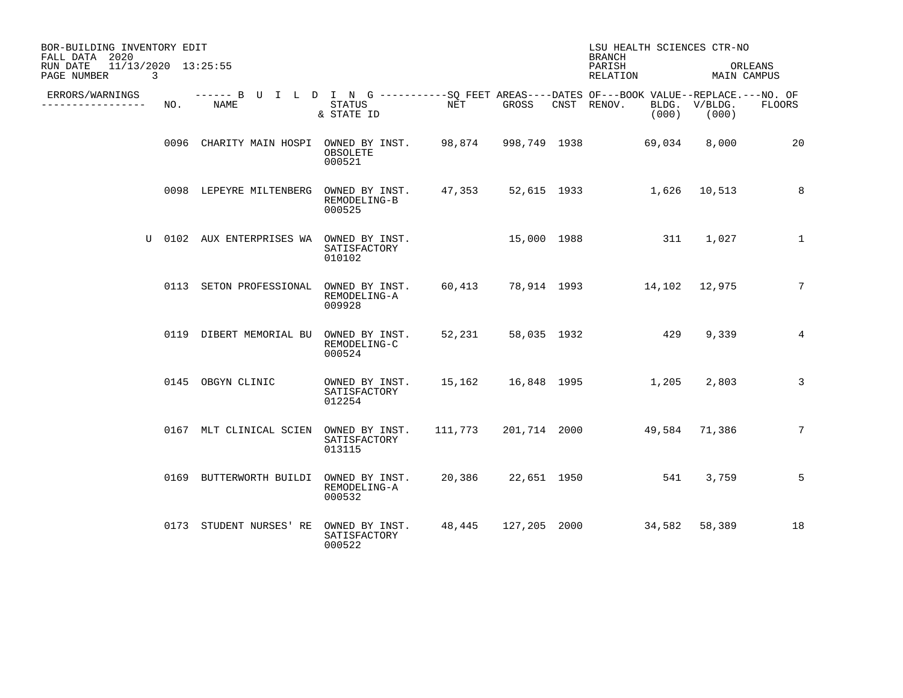BOR-BUILDING INVENTORY EDIT
FALL DATA 2020
RUN DATE 11/13/2020 13:25:55

LSU HEALTH SCIENCES CTR-NO
BRANCH
PARISH ORLEANS
RELATION MAIN CAMPUS

| ERRORS/WARNINGS | NO. | NAME | STATUS & STATE ID | NET | GROSS | CNST | RENOV. | BOOK VALUE BLDG. (000) | REPLACE. V/BLDG. (000) | NO. OF FLOORS |
|---|---|---|---|---|---|---|---|---|---|---|
| | 0096 | CHARITY MAIN HOSPI | OWNED BY INST. OBSOLETE 000521 | 98,874 | 998,749 | 1938 | | 69,034 | 8,000 | 20 |
| | 0098 | LEPEYRE MILTENBERG | OWNED BY INST. REMODELING-B 000525 | 47,353 | 52,615 | 1933 | | 1,626 | 10,513 | 8 |
| U | 0102 | AUX ENTERPRISES WA | OWNED BY INST. SATISFACTORY 010102 | | 15,000 | 1988 | | 311 | 1,027 | 1 |
| | 0113 | SETON PROFESSIONAL | OWNED BY INST. REMODELING-A 009928 | 60,413 | 78,914 | 1993 | | 14,102 | 12,975 | 7 |
| | 0119 | DIBERT MEMORIAL BU | OWNED BY INST. REMODELING-C 000524 | 52,231 | 58,035 | 1932 | | 429 | 9,339 | 4 |
| | 0145 | OBGYN CLINIC | OWNED BY INST. SATISFACTORY 012254 | 15,162 | 16,848 | 1995 | | 1,205 | 2,803 | 3 |
| | 0167 | MLT CLINICAL SCIEN | OWNED BY INST. SATISFACTORY 013115 | 111,773 | 201,714 | 2000 | | 49,584 | 71,386 | 7 |
| | 0169 | BUTTERWORTH BUILDI | OWNED BY INST. REMODELING-A 000532 | 20,386 | 22,651 | 1950 | | 541 | 3,759 | 5 |
| | 0173 | STUDENT NURSES' RE | OWNED BY INST. SATISFACTORY 000522 | 48,445 | 127,205 | 2000 | | 34,582 | 58,389 | 18 |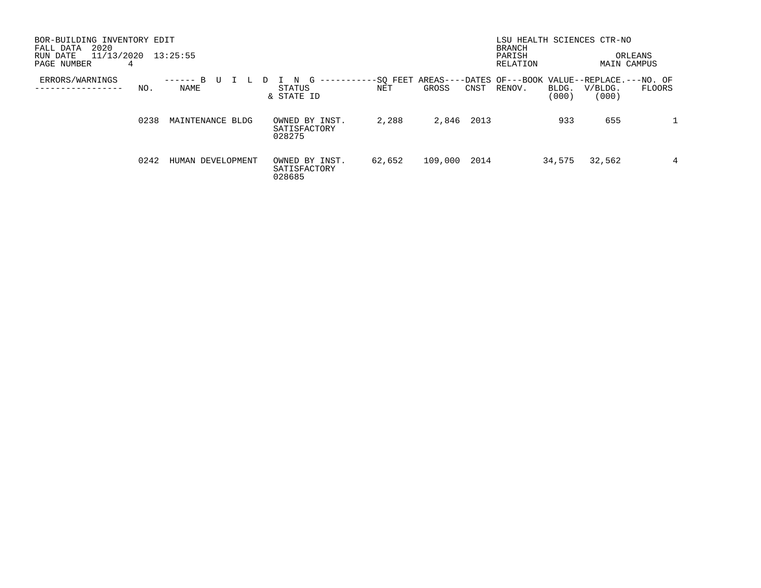BOR-BUILDING INVENTORY EDIT
FALL DATA 2020
RUN DATE 11/13/2020 13:25:55

LSU HEALTH SCIENCES CTR-NO
BRANCH
PARISH ORLEANS
RELATION MAIN CAMPUS

| ERRORS/WARNINGS | NO. | NAME | STATUS & STATE ID | SQ FEET AREAS NET | SQ FEET AREAS GROSS | DATES OF CNST | DATES OF RENOV. | BOOK VALUE BLDG. (000) | REPLACE. V/BLDG. (000) | NO. OF FLOORS |
|---|---|---|---|---|---|---|---|---|---|---|
| | 0238 | MAINTENANCE BLDG | OWNED BY INST. SATISFACTORY 028275 | 2,288 | 2,846 | 2013 | | 933 | 655 | 1 |
| | 0242 | HUMAN DEVELOPMENT | OWNED BY INST. SATISFACTORY 028685 | 62,652 | 109,000 | 2014 | | 34,575 | 32,562 | 4 |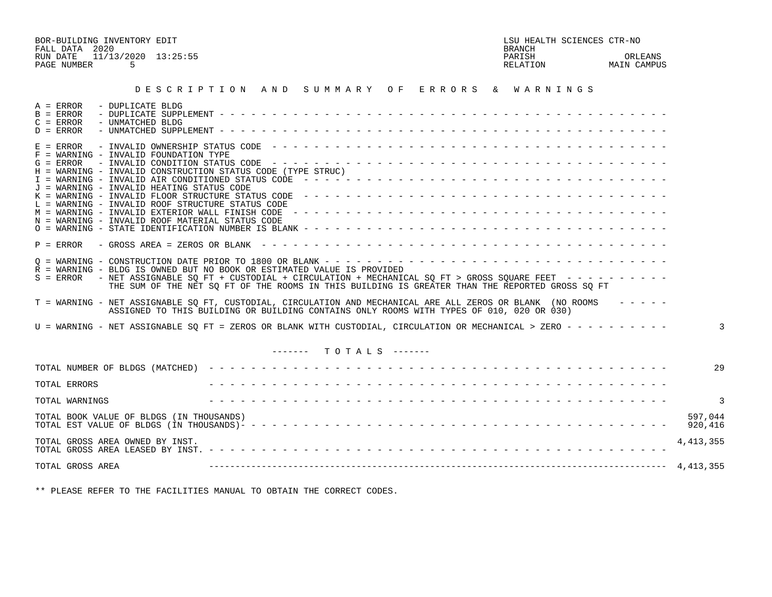BOR-BUILDING INVENTORY EDIT
FALL DATA 2020
RUN DATE 11/13/2020 13:25:55
PAGE NUMBER 5

LSU HEALTH SCIENCES CTR-NO
BRANCH
PARISH ORLEANS
RELATION MAIN CAMPUS

## DESCRIPTION AND SUMMARY OF ERRORS & WARNINGS

| Code | Type | Description | Count |
|---|---|---|---|
| A | ERROR | DUPLICATE BLDG | |
| B | ERROR | DUPLICATE SUPPLEMENT | |
| C | ERROR | UNMATCHED BLDG | |
| D | ERROR | UNMATCHED SUPPLEMENT | |
| E | ERROR | INVALID OWNERSHIP STATUS CODE | |
| F | WARNING | INVALID FOUNDATION TYPE | |
| G | ERROR | INVALID CONDITION STATUS CODE | |
| H | WARNING | INVALID CONSTRUCTION STATUS CODE (TYPE STRUC) | |
| I | WARNING | INVALID AIR CONDITIONED STATUS CODE | |
| J | WARNING | INVALID HEATING STATUS CODE | |
| K | WARNING | INVALID FLOOR STRUCTURE STATUS CODE | |
| L | WARNING | INVALID ROOF STRUCTURE STATUS CODE | |
| M | WARNING | INVALID EXTERIOR WALL FINISH CODE | |
| N | WARNING | INVALID ROOF MATERIAL STATUS CODE | |
| O | WARNING | STATE IDENTIFICATION NUMBER IS BLANK | |
| P | ERROR | GROSS AREA = ZEROS OR BLANK | |
| Q | WARNING | CONSTRUCTION DATE PRIOR TO 1800 OR BLANK | |
| R | WARNING | BLDG IS OWNED BUT NO BOOK OR ESTIMATED VALUE IS PROVIDED | |
| S | ERROR | NET ASSIGNABLE SQ FT + CUSTODIAL + CIRCULATION + MECHANICAL SQ FT > GROSS SQUARE FEET — THE SUM OF THE NET SQ FT OF THE ROOMS IN THIS BUILDING IS GREATER THAN THE REPORTED GROSS SQ FT | |
| T | WARNING | NET ASSIGNABLE SQ FT, CUSTODIAL, CIRCULATION AND MECHANICAL ARE ALL ZEROS OR BLANK (NO ROOMS ASSIGNED TO THIS BUILDING OR BUILDING CONTAINS ONLY ROOMS WITH TYPES OF 010, 020 OR 030) | |
| U | WARNING | NET ASSIGNABLE SQ FT = ZEROS OR BLANK WITH CUSTODIAL, CIRCULATION OR MECHANICAL > ZERO | 3 |

## TOTALS

| | |
|---|---|
| TOTAL NUMBER OF BLDGS (MATCHED) | 29 |
| TOTAL ERRORS | |
| TOTAL WARNINGS | 3 |
| TOTAL BOOK VALUE OF BLDGS (IN THOUSANDS) | 597,044 |
| TOTAL EST VALUE OF BLDGS (IN THOUSANDS) | 920,416 |
| TOTAL GROSS AREA OWNED BY INST. | 4,413,355 |
| TOTAL GROSS AREA LEASED BY INST. | |
| TOTAL GROSS AREA | 4,413,355 |

** PLEASE REFER TO THE FACILITIES MANUAL TO OBTAIN THE CORRECT CODES.